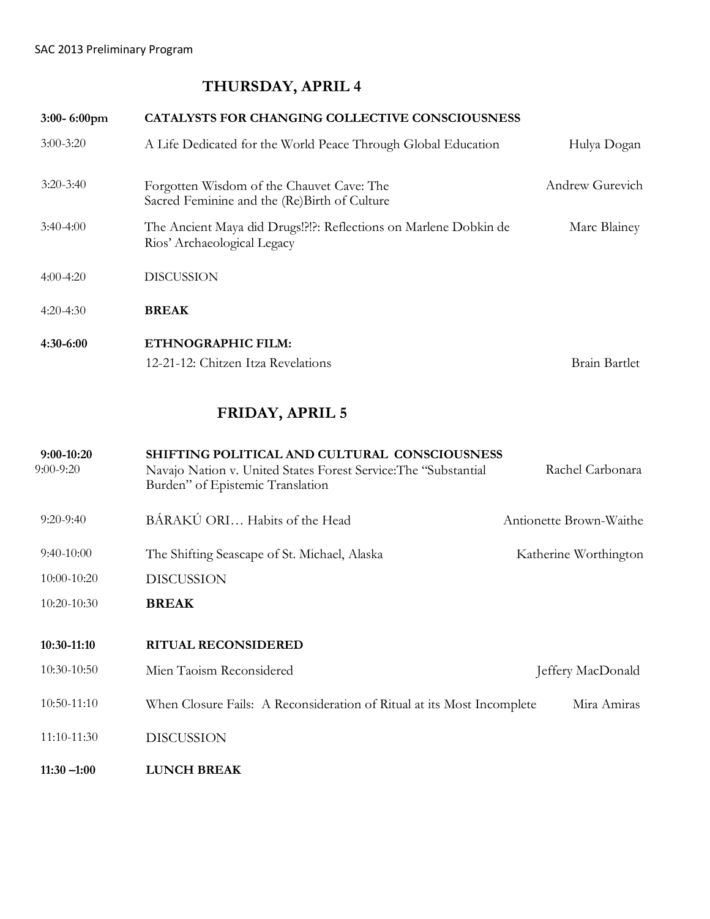## THURSDAY, APRIL 4

| Time | Session / Title | Presenter |
|---|---|---|
| **3:00- 6:00pm** | **CATALYSTS FOR CHANGING COLLECTIVE CONSCIOUSNESS** | |
| 3:00-3:20 | A Life Dedicated for the World Peace Through Global Education | Hulya Dogan |
| 3:20-3:40 | Forgotten Wisdom of the Chauvet Cave: The Sacred Feminine and the (Re)Birth of Culture | Andrew Gurevich |
| 3:40-4:00 | The Ancient Maya did Drugs!?!?: Reflections on Marlene Dobkin de Rios' Archaeological Legacy | Marc Blainey |
| 4:00-4:20 | DISCUSSION | |
| 4:20-4:30 | **BREAK** | |
| **4:30-6:00** | **ETHNOGRAPHIC FILM:** | |
| | 12-21-12: Chitzen Itza Revelations | Brain Bartlet |

## FRIDAY, APRIL 5

| Time | Session / Title | Presenter |
|---|---|---|
| **9:00-10:20** | **SHIFTING POLITICAL AND CULTURAL CONSCIOUSNESS** | |
| 9:00-9:20 | Navajo Nation v. United States Forest Service:The "Substantial Burden" of Epistemic Translation | Rachel Carbonara |
| 9:20-9:40 | BÁRAKÚ ORI… Habits of the Head | Antionette Brown-Waithe |
| 9:40-10:00 | The Shifting Seascape of St. Michael, Alaska | Katherine Worthington |
| 10:00-10:20 | DISCUSSION | |
| 10:20-10:30 | **BREAK** | |
| **10:30-11:10** | **RITUAL RECONSIDERED** | |
| 10:30-10:50 | Mien Taoism Reconsidered | Jeffery MacDonald |
| 10:50-11:10 | When Closure Fails: A Reconsideration of Ritual at its Most Incomplete | Mira Amiras |
| 11:10-11:30 | DISCUSSION | |
| **11:30 –1:00** | **LUNCH BREAK** | |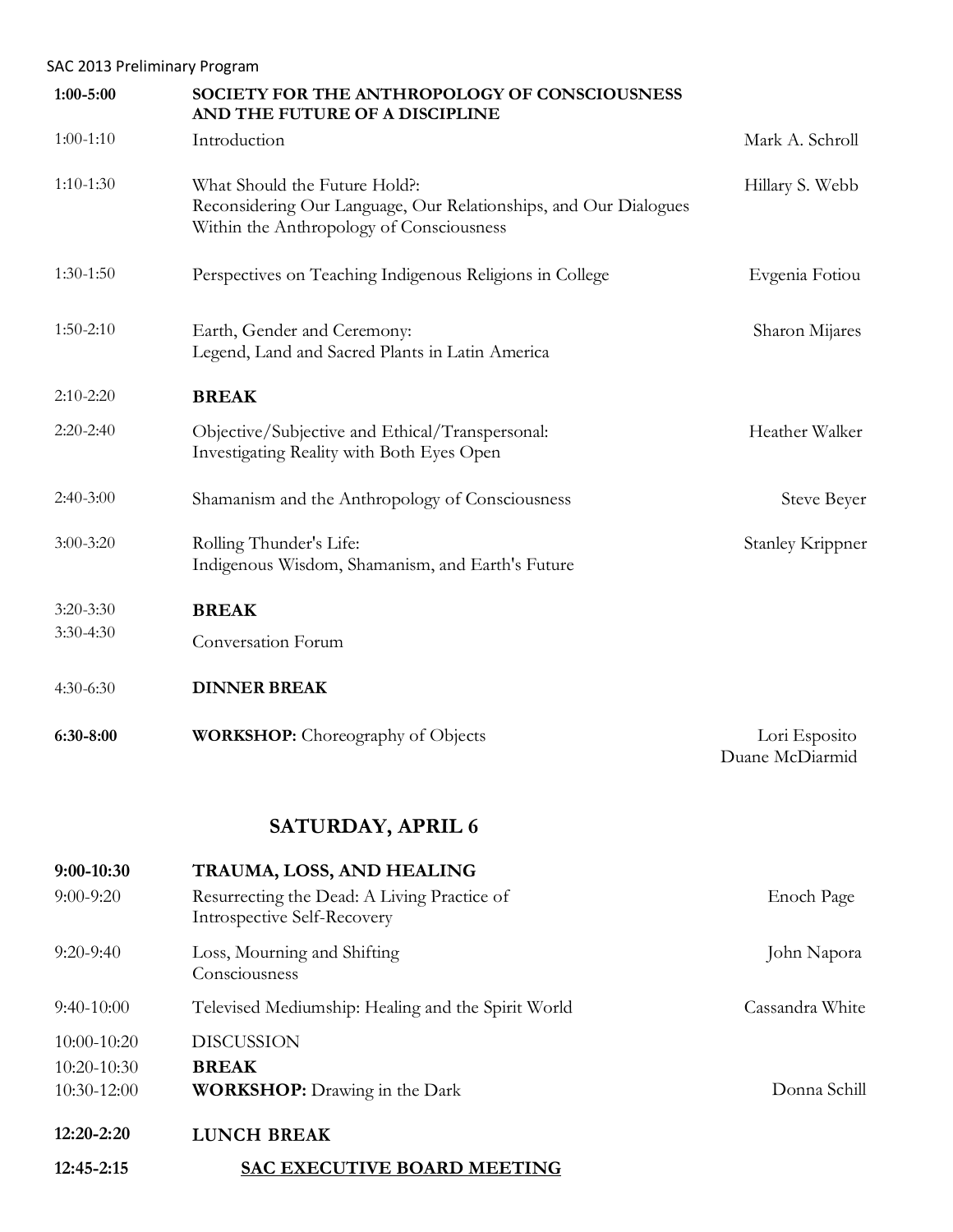| | | |
|---|---|---|
| **1:00-5:00** | **SOCIETY FOR THE ANTHROPOLOGY OF CONSCIOUSNESS AND THE FUTURE OF A DISCIPLINE** | |
| 1:00-1:10 | Introduction | Mark A. Schroll |
| 1:10-1:30 | What Should the Future Hold?: Reconsidering Our Language, Our Relationships, and Our Dialogues Within the Anthropology of Consciousness | Hillary S. Webb |
| 1:30-1:50 | Perspectives on Teaching Indigenous Religions in College | Evgenia Fotiou |
| 1:50-2:10 | Earth, Gender and Ceremony: Legend, Land and Sacred Plants in Latin America | Sharon Mijares |
| 2:10-2:20 | **BREAK** | |
| 2:20-2:40 | Objective/Subjective and Ethical/Transpersonal: Investigating Reality with Both Eyes Open | Heather Walker |
| 2:40-3:00 | Shamanism and the Anthropology of Consciousness | Steve Beyer |
| 3:00-3:20 | Rolling Thunder's Life: Indigenous Wisdom, Shamanism, and Earth's Future | Stanley Krippner |
| 3:20-3:30 | **BREAK** | |
| 3:30-4:30 | Conversation Forum | |
| 4:30-6:30 | **DINNER BREAK** | |
| **6:30-8:00** | **WORKSHOP:** Choreography of Objects | Lori Esposito, Duane McDiarmid |

## SATURDAY, APRIL 6

| | | |
|---|---|---|
| **9:00-10:30** | **TRAUMA, LOSS, AND HEALING** | |
| 9:00-9:20 | Resurrecting the Dead: A Living Practice of Introspective Self-Recovery | Enoch Page |
| 9:20-9:40 | Loss, Mourning and Shifting Consciousness | John Napora |
| 9:40-10:00 | Televised Mediumship: Healing and the Spirit World | Cassandra White |
| 10:00-10:20 | DISCUSSION | |
| 10:20-10:30 | **BREAK** | |
| 10:30-12:00 | **WORKSHOP:** Drawing in the Dark | Donna Schill |
| **12:20-2:20** | **LUNCH BREAK** | |
| **12:45-2:15** | **SAC EXECUTIVE BOARD MEETING** | |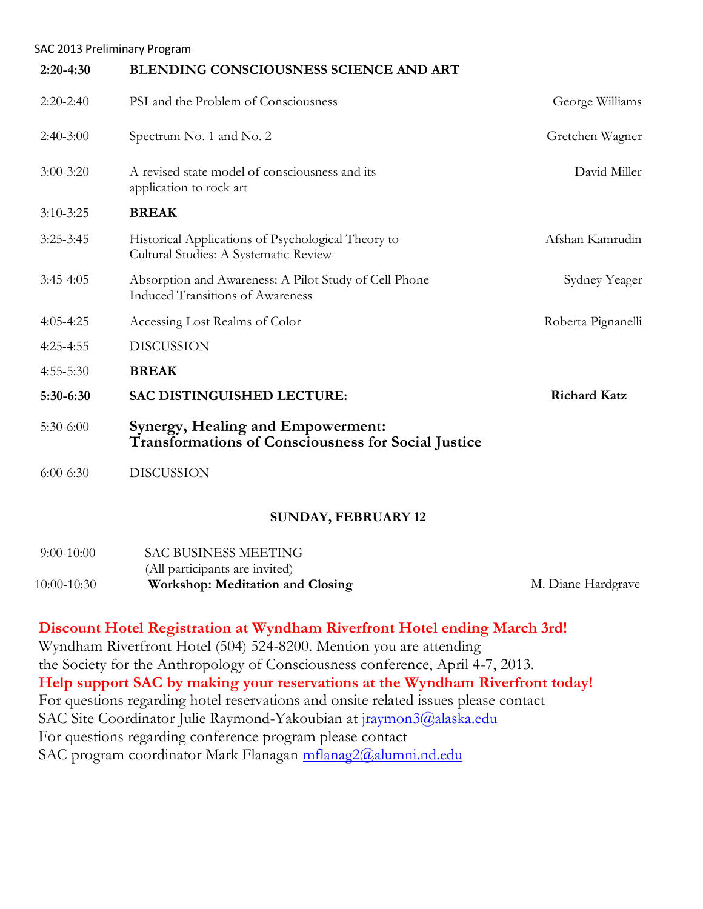| | | |
|---|---|---|
| **2:20-4:30** | **BLENDING CONSCIOUSNESS SCIENCE AND ART** | |
| 2:20-2:40 | PSI and the Problem of Consciousness | George Williams |
| 2:40-3:00 | Spectrum No. 1 and No. 2 | Gretchen Wagner |
| 3:00-3:20 | A revised state model of consciousness and its application to rock art | David Miller |
| 3:10-3:25 | **BREAK** | |
| 3:25-3:45 | Historical Applications of Psychological Theory to Cultural Studies: A Systematic Review | Afshan Kamrudin |
| 3:45-4:05 | Absorption and Awareness: A Pilot Study of Cell Phone Induced Transitions of Awareness | Sydney Yeager |
| 4:05-4:25 | Accessing Lost Realms of Color | Roberta Pignanelli |
| 4:25-4:55 | DISCUSSION | |
| 4:55-5:30 | **BREAK** | |
| **5:30-6:30** | **SAC DISTINGUISHED LECTURE:** | **Richard Katz** |
| 5:30-6:00 | **Synergy, Healing and Empowerment: Transformations of Consciousness for Social Justice** | |
| 6:00-6:30 | DISCUSSION | |

## SUNDAY, FEBRUARY 12

| | | |
|---|---|---|
| 9:00-10:00 | SAC BUSINESS MEETING (All participants are invited) | |
| 10:00-10:30 | **Workshop: Meditation and Closing** | M. Diane Hardgrave |

**Discount Hotel Registration at Wyndham Riverfront Hotel ending March 3rd!**
Wyndham Riverfront Hotel (504) 524-8200. Mention you are attending the Society for the Anthropology of Consciousness conference, April 4-7, 2013.
**Help support SAC by making your reservations at the Wyndham Riverfront today!**
For questions regarding hotel reservations and onsite related issues please contact SAC Site Coordinator Julie Raymond-Yakoubian at jraymon3@alaska.edu
For questions regarding conference program please contact SAC program coordinator Mark Flanagan mflanag2@alumni.nd.edu